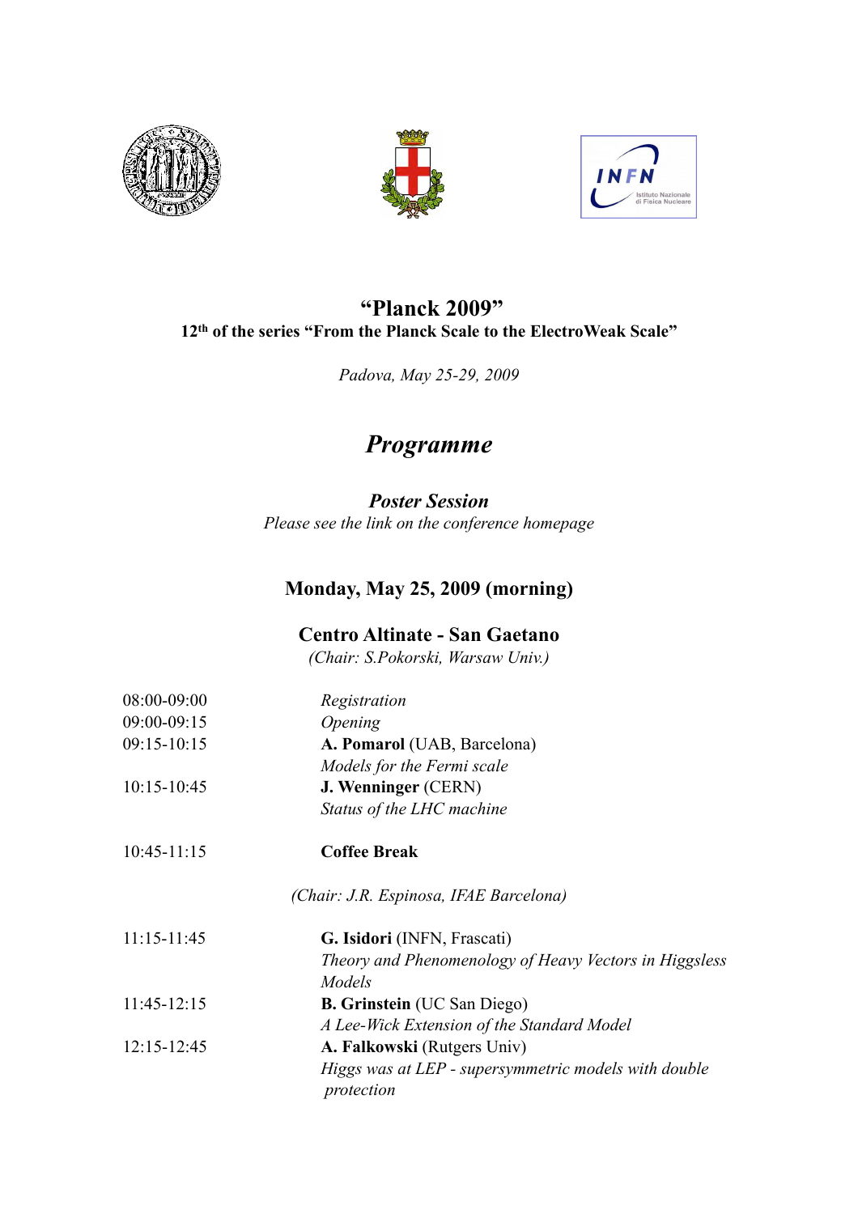# "Planck 2009"

**12th of the series "From the Planck Scale to the ElectroWeak Scale"**

*Padova, May 25-29, 2009*

# *Programme*

## *Poster Session*

*Please see the link on the conference homepage*

## Monday, May 25, 2009 (morning)

### Centro Altinate - San Gaetano

*(Chair: S.Pokorski, Warsaw Univ.)*

| | |
|---|---|
| 08:00-09:00 | *Registration* |
| 09:00-09:15 | *Opening* |
| 09:15-10:15 | **A. Pomarol** (UAB, Barcelona)<br>*Models for the Fermi scale* |
| 10:15-10:45 | **J. Wenninger** (CERN)<br>*Status of the LHC machine* |
| 10:45-11:15 | **Coffee Break** |

*(Chair: J.R. Espinosa, IFAE Barcelona)*

| | |
|---|---|
| 11:15-11:45 | **G. Isidori** (INFN, Frascati)<br>*Theory and Phenomenology of Heavy Vectors in Higgsless Models* |
| 11:45-12:15 | **B. Grinstein** (UC San Diego)<br>*A Lee-Wick Extension of the Standard Model* |
| 12:15-12:45 | **A. Falkowski** (Rutgers Univ)<br>*Higgs was at LEP - supersymmetric models with double protection* |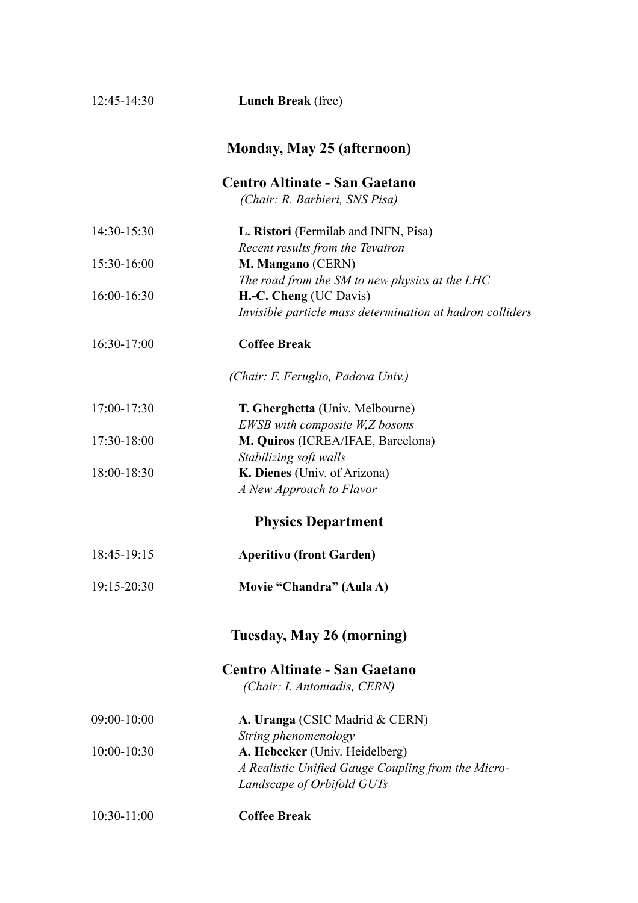| | |
|---|---|
| 12:45-14:30 | **Lunch Break** (free) |

## Monday, May 25 (afternoon)

### Centro Altinate - San Gaetano

*(Chair: R. Barbieri, SNS Pisa)*

| | |
|---|---|
| 14:30-15:30 | **L. Ristori** (Fermilab and INFN, Pisa)<br>*Recent results from the Tevatron* |
| 15:30-16:00 | **M. Mangano** (CERN)<br>*The road from the SM to new physics at the LHC* |
| 16:00-16:30 | **H.-C. Cheng** (UC Davis)<br>*Invisible particle mass determination at hadron colliders* |
| 16:30-17:00 | **Coffee Break** |

*(Chair: F. Feruglio, Padova Univ.)*

| | |
|---|---|
| 17:00-17:30 | **T. Gherghetta** (Univ. Melbourne)<br>*EWSB with composite W,Z bosons* |
| 17:30-18:00 | **M. Quiros** (ICREA/IFAE, Barcelona)<br>*Stabilizing soft walls* |
| 18:00-18:30 | **K. Dienes** (Univ. of Arizona)<br>*A New Approach to Flavor* |

### Physics Department

| | |
|---|---|
| 18:45-19:15 | **Aperitivo (front Garden)** |
| 19:15-20:30 | **Movie "Chandra" (Aula A)** |

## Tuesday, May 26 (morning)

### Centro Altinate - San Gaetano

*(Chair: I. Antoniadis, CERN)*

| | |
|---|---|
| 09:00-10:00 | **A. Uranga** (CSIC Madrid & CERN)<br>*String phenomenology* |
| 10:00-10:30 | **A. Hebecker** (Univ. Heidelberg)<br>*A Realistic Unified Gauge Coupling from the Micro-Landscape of Orbifold GUTs* |
| 10:30-11:00 | **Coffee Break** |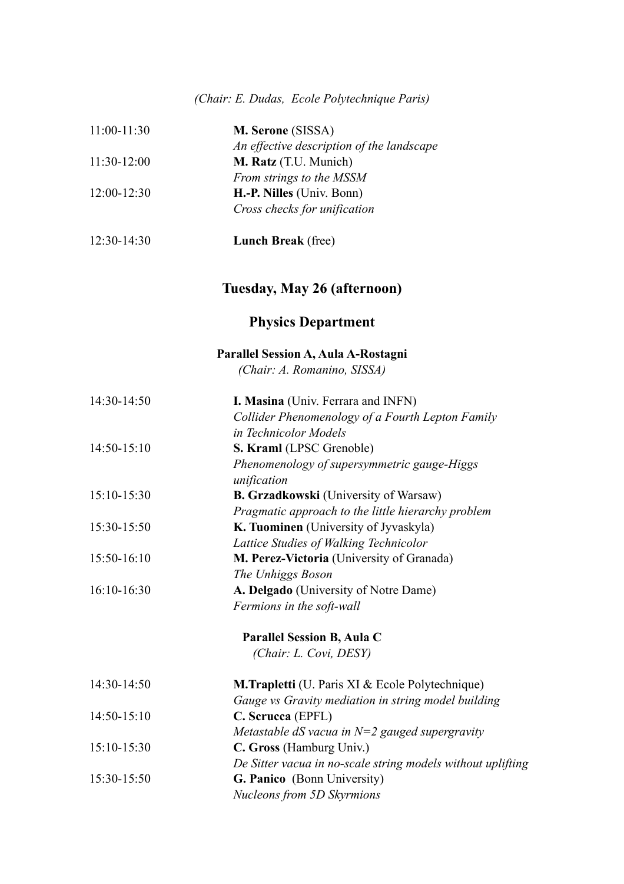*(Chair: E. Dudas, Ecole Polytechnique Paris)*

| | |
|---|---|
| 11:00-11:30 | **M. Serone** (SISSA)<br>*An effective description of the landscape* |
| 11:30-12:00 | **M. Ratz** (T.U. Munich)<br>*From strings to the MSSM* |
| 12:00-12:30 | **H.-P. Nilles** (Univ. Bonn)<br>*Cross checks for unification* |
| 12:30-14:30 | **Lunch Break** (free) |

## Tuesday, May 26 (afternoon)

## Physics Department

### Parallel Session A, Aula A-Rostagni

*(Chair: A. Romanino, SISSA)*

| | |
|---|---|
| 14:30-14:50 | **I. Masina** (Univ. Ferrara and INFN)<br>*Collider Phenomenology of a Fourth Lepton Family in Technicolor Models* |
| 14:50-15:10 | **S. Kraml** (LPSC Grenoble)<br>*Phenomenology of supersymmetric gauge-Higgs unification* |
| 15:10-15:30 | **B. Grzadkowski** (University of Warsaw)<br>*Pragmatic approach to the little hierarchy problem* |
| 15:30-15:50 | **K. Tuominen** (University of Jyvaskyla)<br>*Lattice Studies of Walking Technicolor* |
| 15:50-16:10 | **M. Perez-Victoria** (University of Granada)<br>*The Unhiggs Boson* |
| 16:10-16:30 | **A. Delgado** (University of Notre Dame)<br>*Fermions in the soft-wall* |

### Parallel Session B, Aula C

*(Chair: L. Covi, DESY)*

| | |
|---|---|
| 14:30-14:50 | **M.Trapletti** (U. Paris XI & Ecole Polytechnique)<br>*Gauge vs Gravity mediation in string model building* |
| 14:50-15:10 | **C. Scrucca** (EPFL)<br>*Metastable dS vacua in N=2 gauged supergravity* |
| 15:10-15:30 | **C. Gross** (Hamburg Univ.)<br>*De Sitter vacua in no-scale string models without uplifting* |
| 15:30-15:50 | **G. Panico** (Bonn University)<br>*Nucleons from 5D Skyrmions* |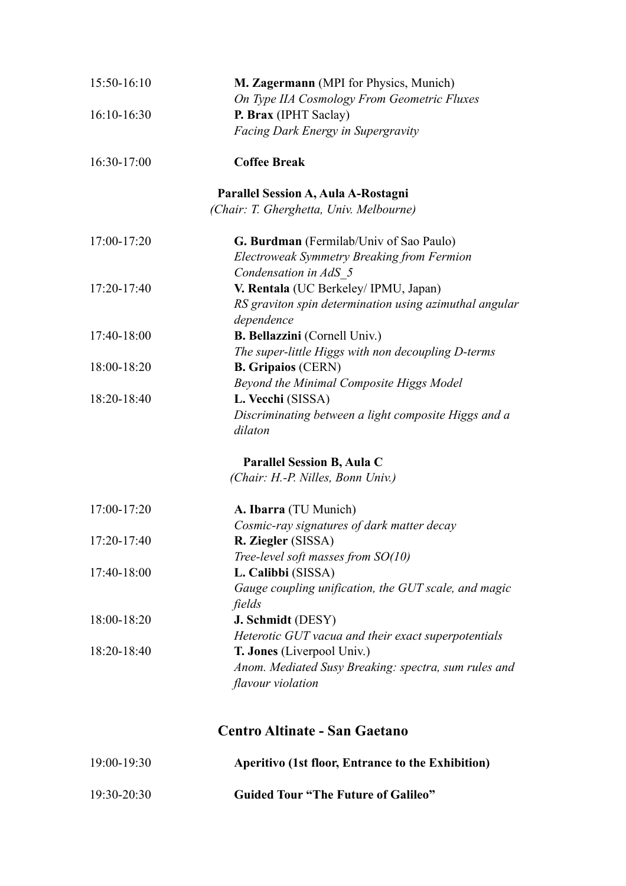15:50-16:10 **M. Zagermann** (MPI for Physics, Munich)
*On Type IIA Cosmology From Geometric Fluxes*

16:10-16:30 **P. Brax** (IPHT Saclay)
*Facing Dark Energy in Supergravity*

16:30-17:00 **Coffee Break**

**Parallel Session A, Aula A-Rostagni**
*(Chair: T. Gherghetta, Univ. Melbourne)*

17:00-17:20 **G. Burdman** (Fermilab/Univ of Sao Paulo)
*Electroweak Symmetry Breaking from Fermion Condensation in AdS_5*

17:20-17:40 **V. Rentala** (UC Berkeley/ IPMU, Japan)
*RS graviton spin determination using azimuthal angular dependence*

17:40-18:00 **B. Bellazzini** (Cornell Univ.)
*The super-little Higgs with non decoupling D-terms*

18:00-18:20 **B. Gripaios** (CERN)
*Beyond the Minimal Composite Higgs Model*

18:20-18:40 **L. Vecchi** (SISSA)
*Discriminating between a light composite Higgs and a dilaton*

**Parallel Session B, Aula C**
*(Chair: H.-P. Nilles, Bonn Univ.)*

17:00-17:20 **A. Ibarra** (TU Munich)
*Cosmic-ray signatures of dark matter decay*

17:20-17:40 **R. Ziegler** (SISSA)
*Tree-level soft masses from SO(10)*

17:40-18:00 **L. Calibbi** (SISSA)
*Gauge coupling unification, the GUT scale, and magic fields*

18:00-18:20 **J. Schmidt** (DESY)
*Heterotic GUT vacua and their exact superpotentials*

18:20-18:40 **T. Jones** (Liverpool Univ.)
*Anom. Mediated Susy Breaking: spectra, sum rules and flavour violation*

## Centro Altinate - San Gaetano

19:00-19:30 **Aperitivo (1st floor, Entrance to the Exhibition)**

19:30-20:30 **Guided Tour "The Future of Galileo"**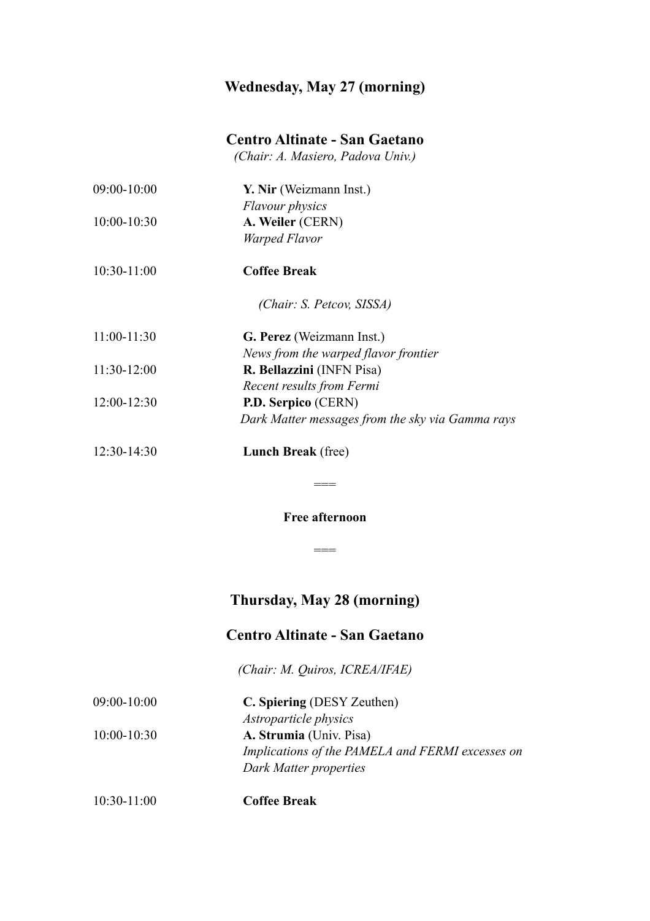## Wednesday, May 27 (morning)

### Centro Altinate - San Gaetano

*(Chair: A. Masiero, Padova Univ.)*

| | |
|---|---|
| 09:00-10:00 | **Y. Nir** (Weizmann Inst.)<br>*Flavour physics* |
| 10:00-10:30 | **A. Weiler** (CERN)<br>*Warped Flavor* |
| 10:30-11:00 | **Coffee Break** |

*(Chair: S. Petcov, SISSA)*

| | |
|---|---|
| 11:00-11:30 | **G. Perez** (Weizmann Inst.)<br>*News from the warped flavor frontier* |
| 11:30-12:00 | **R. Bellazzini** (INFN Pisa)<br>*Recent results from Fermi* |
| 12:00-12:30 | **P.D. Serpico** (CERN)<br>*Dark Matter messages from the sky via Gamma rays* |
| 12:30-14:30 | **Lunch Break** (free) |

===

**Free afternoon**

===

## Thursday, May 28 (morning)

### Centro Altinate - San Gaetano

*(Chair: M. Quiros, ICREA/IFAE)*

| | |
|---|---|
| 09:00-10:00 | **C. Spiering** (DESY Zeuthen)<br>*Astroparticle physics* |
| 10:00-10:30 | **A. Strumia** (Univ. Pisa)<br>*Implications of the PAMELA and FERMI excesses on Dark Matter properties* |
| 10:30-11:00 | **Coffee Break** |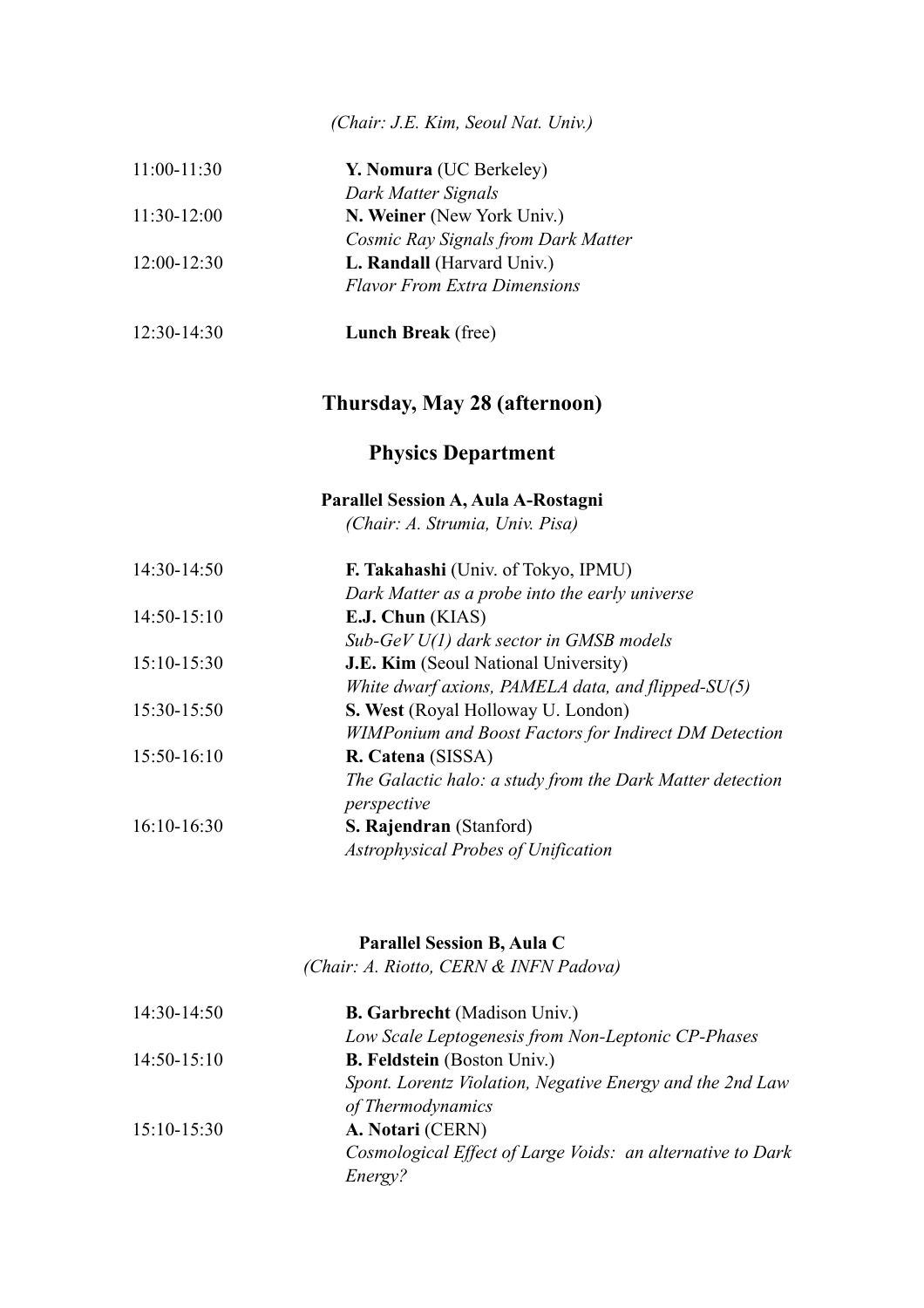*(Chair: J.E. Kim, Seoul Nat. Univ.)*

11:00-11:30 **Y. Nomura** (UC Berkeley)
*Dark Matter Signals*

11:30-12:00 **N. Weiner** (New York Univ.)
*Cosmic Ray Signals from Dark Matter*

12:00-12:30 **L. Randall** (Harvard Univ.)
*Flavor From Extra Dimensions*

12:30-14:30 **Lunch Break** (free)

## Thursday, May 28 (afternoon)

## Physics Department

### Parallel Session A, Aula A-Rostagni

*(Chair: A. Strumia, Univ. Pisa)*

14:30-14:50 **F. Takahashi** (Univ. of Tokyo, IPMU)
*Dark Matter as a probe into the early universe*

14:50-15:10 **E.J. Chun** (KIAS)
*Sub-GeV U(1) dark sector in GMSB models*

15:10-15:30 **J.E. Kim** (Seoul National University)
*White dwarf axions, PAMELA data, and flipped-SU(5)*

15:30-15:50 **S. West** (Royal Holloway U. London)
*WIMPonium and Boost Factors for Indirect DM Detection*

15:50-16:10 **R. Catena** (SISSA)
*The Galactic halo: a study from the Dark Matter detection perspective*

16:10-16:30 **S. Rajendran** (Stanford)
*Astrophysical Probes of Unification*

### Parallel Session B, Aula C

*(Chair: A. Riotto, CERN & INFN Padova)*

14:30-14:50 **B. Garbrecht** (Madison Univ.)
*Low Scale Leptogenesis from Non-Leptonic CP-Phases*

14:50-15:10 **B. Feldstein** (Boston Univ.)
*Spont. Lorentz Violation, Negative Energy and the 2nd Law of Thermodynamics*

15:10-15:30 **A. Notari** (CERN)
*Cosmological Effect of Large Voids: an alternative to Dark Energy?*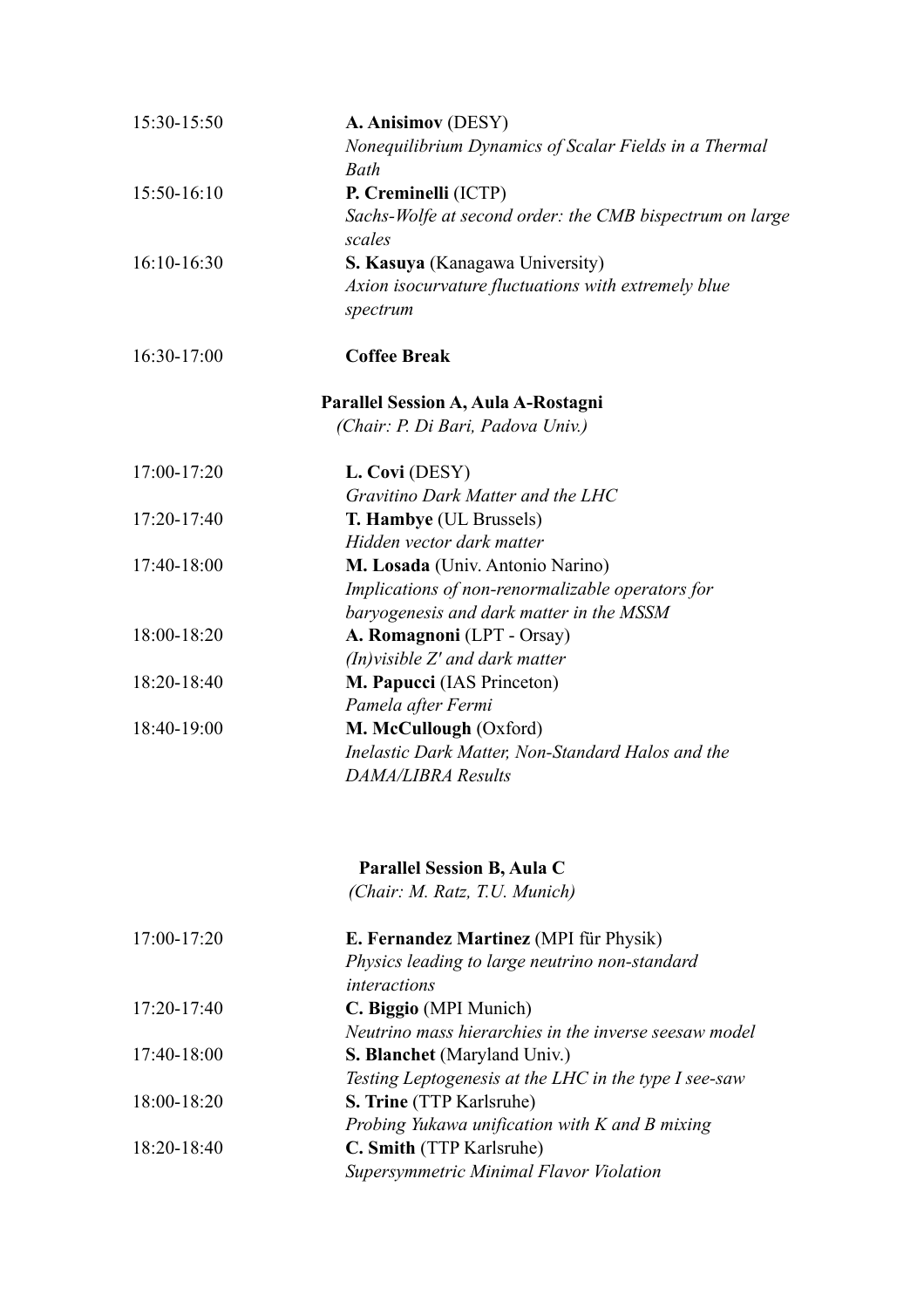| | |
|---|---|
| 15:30-15:50 | **A. Anisimov** (DESY)<br>*Nonequilibrium Dynamics of Scalar Fields in a Thermal Bath* |
| 15:50-16:10 | **P. Creminelli** (ICTP)<br>*Sachs-Wolfe at second order: the CMB bispectrum on large scales* |
| 16:10-16:30 | **S. Kasuya** (Kanagawa University)<br>*Axion isocurvature fluctuations with extremely blue spectrum* |
| 16:30-17:00 | **Coffee Break** |

**Parallel Session A, Aula A-Rostagni**

*(Chair: P. Di Bari, Padova Univ.)*

| | |
|---|---|
| 17:00-17:20 | **L. Covi** (DESY)<br>*Gravitino Dark Matter and the LHC* |
| 17:20-17:40 | **T. Hambye** (UL Brussels)<br>*Hidden vector dark matter* |
| 17:40-18:00 | **M. Losada** (Univ. Antonio Narino)<br>*Implications of non-renormalizable operators for baryogenesis and dark matter in the MSSM* |
| 18:00-18:20 | **A. Romagnoni** (LPT - Orsay)<br>*(In)visible Z' and dark matter* |
| 18:20-18:40 | **M. Papucci** (IAS Princeton)<br>*Pamela after Fermi* |
| 18:40-19:00 | **M. McCullough** (Oxford)<br>*Inelastic Dark Matter, Non-Standard Halos and the DAMA/LIBRA Results* |

**Parallel Session B, Aula C**

*(Chair: M. Ratz, T.U. Munich)*

| | |
|---|---|
| 17:00-17:20 | **E. Fernandez Martinez** (MPI für Physik)<br>*Physics leading to large neutrino non-standard interactions* |
| 17:20-17:40 | **C. Biggio** (MPI Munich)<br>*Neutrino mass hierarchies in the inverse seesaw model* |
| 17:40-18:00 | **S. Blanchet** (Maryland Univ.)<br>*Testing Leptogenesis at the LHC in the type I see-saw* |
| 18:00-18:20 | **S. Trine** (TTP Karlsruhe)<br>*Probing Yukawa unification with K and B mixing* |
| 18:20-18:40 | **C. Smith** (TTP Karlsruhe)<br>*Supersymmetric Minimal Flavor Violation* |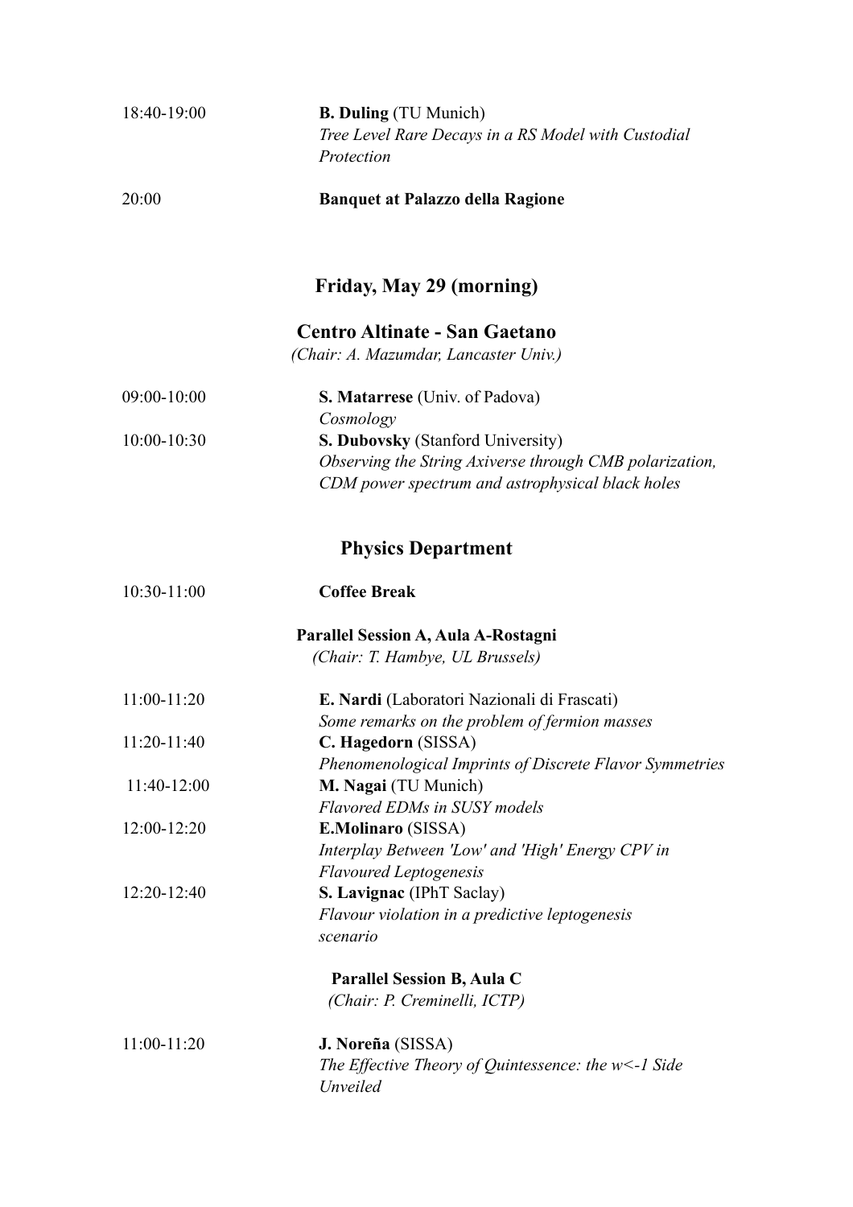18:40-19:00 **B. Duling** (TU Munich)
*Tree Level Rare Decays in a RS Model with Custodial Protection*

20:00 **Banquet at Palazzo della Ragione**

## Friday, May 29 (morning)

### Centro Altinate - San Gaetano

*(Chair: A. Mazumdar, Lancaster Univ.)*

09:00-10:00 **S. Matarrese** (Univ. of Padova)
*Cosmology*

10:00-10:30 **S. Dubovsky** (Stanford University)
*Observing the String Axiverse through CMB polarization, CDM power spectrum and astrophysical black holes*

### Physics Department

10:30-11:00 **Coffee Break**

**Parallel Session A, Aula A-Rostagni**
*(Chair: T. Hambye, UL Brussels)*

11:00-11:20 **E. Nardi** (Laboratori Nazionali di Frascati)
*Some remarks on the problem of fermion masses*

11:20-11:40 **C. Hagedorn** (SISSA)
*Phenomenological Imprints of Discrete Flavor Symmetries*

11:40-12:00 **M. Nagai** (TU Munich)
*Flavored EDMs in SUSY models*

12:00-12:20 **E.Molinaro** (SISSA)
*Interplay Between 'Low' and 'High' Energy CPV in Flavoured Leptogenesis*

12:20-12:40 **S. Lavignac** (IPhT Saclay)
*Flavour violation in a predictive leptogenesis scenario*

**Parallel Session B, Aula C**
*(Chair: P. Creminelli, ICTP)*

11:00-11:20 **J. Noreña** (SISSA)
*The Effective Theory of Quintessence: the w<-1 Side Unveiled*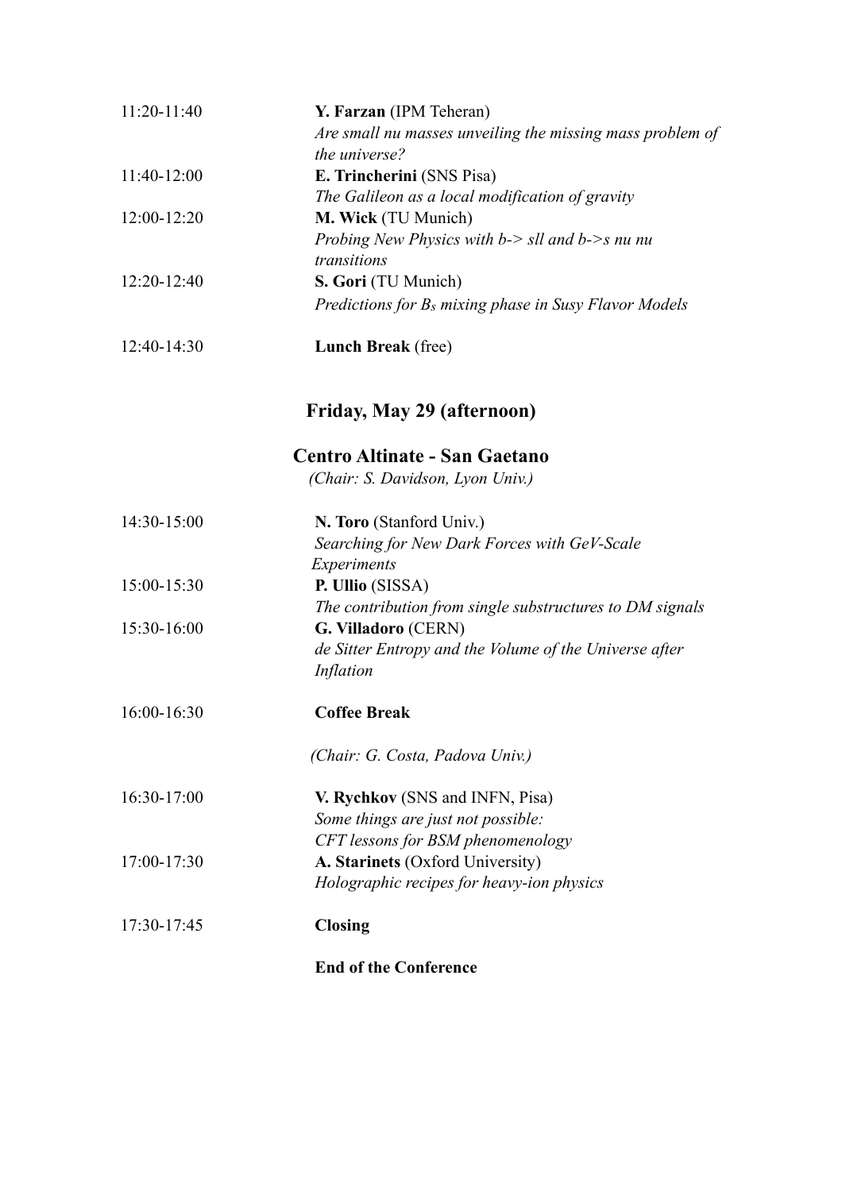| | |
|---|---|
| 11:20-11:40 | **Y. Farzan** (IPM Teheran)<br>*Are small nu masses unveiling the missing mass problem of the universe?* |
| 11:40-12:00 | **E. Trincherini** (SNS Pisa)<br>*The Galileon as a local modification of gravity* |
| 12:00-12:20 | **M. Wick** (TU Munich)<br>*Probing New Physics with b-> sll and b->s nu nu transitions* |
| 12:20-12:40 | **S. Gori** (TU Munich)<br>*Predictions for $B_s$ mixing phase in Susy Flavor Models* |
| 12:40-14:30 | **Lunch Break** (free) |

## Friday, May 29 (afternoon)

### Centro Altinate - San Gaetano

*(Chair: S. Davidson, Lyon Univ.)*

| | |
|---|---|
| 14:30-15:00 | **N. Toro** (Stanford Univ.)<br>*Searching for New Dark Forces with GeV-Scale Experiments* |
| 15:00-15:30 | **P. Ullio** (SISSA)<br>*The contribution from single substructures to DM signals* |
| 15:30-16:00 | **G. Villadoro** (CERN)<br>*de Sitter Entropy and the Volume of the Universe after Inflation* |
| 16:00-16:30 | **Coffee Break** |

*(Chair: G. Costa, Padova Univ.)*

| | |
|---|---|
| 16:30-17:00 | **V. Rychkov** (SNS and INFN, Pisa)<br>*Some things are just not possible:*<br>*CFT lessons for BSM phenomenology* |
| 17:00-17:30 | **A. Starinets** (Oxford University)<br>*Holographic recipes for heavy-ion physics* |
| 17:30-17:45 | **Closing** |

**End of the Conference**